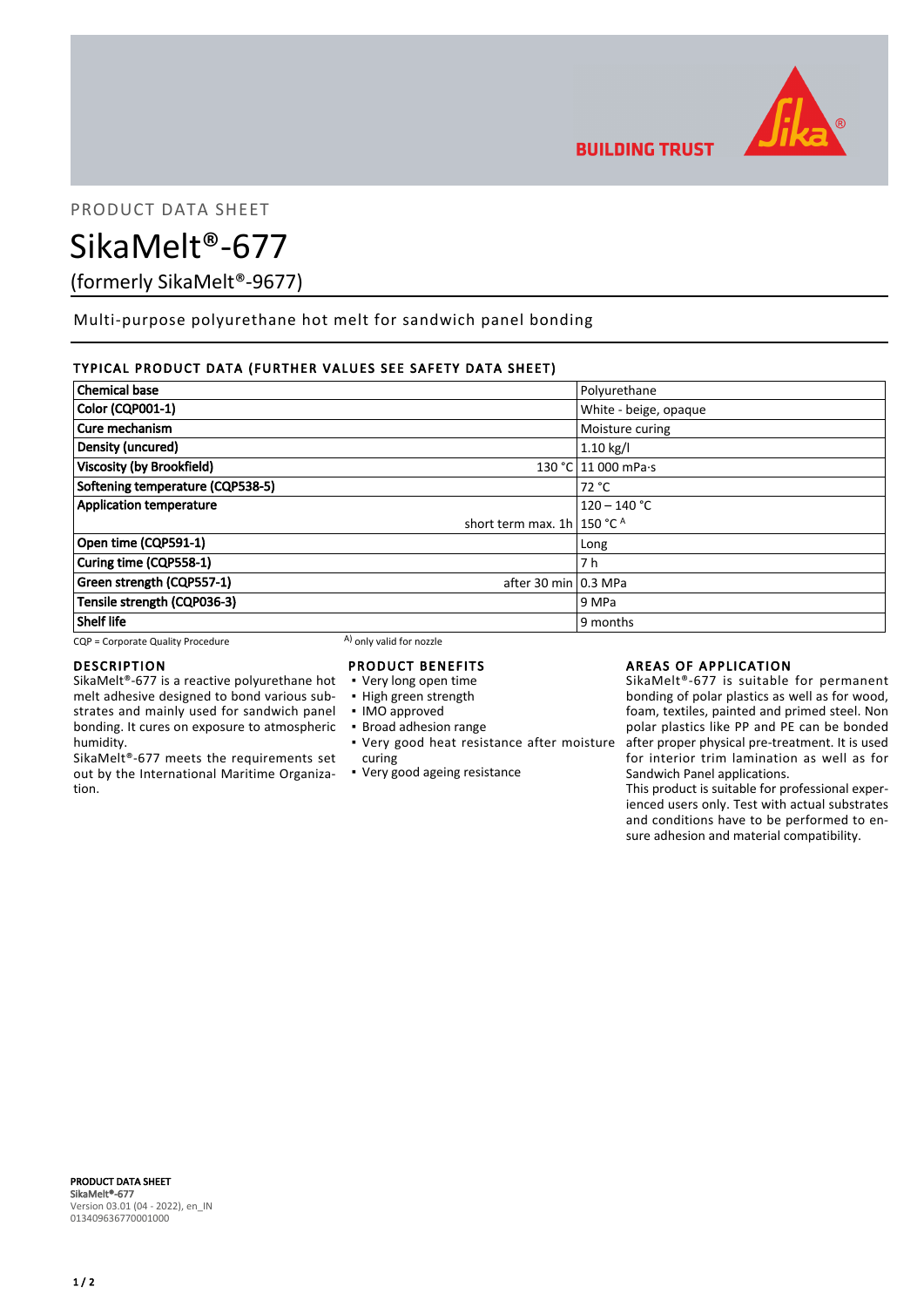PRODUCT DATA SHEET

# SikaMelt®-677

(formerly SikaMelt®-9677)

Multi-purpose polyurethane hot melt for sandwich panel bonding

## TYPICAL PRODUCT DATA (FURTHER VALUES SEE SAFETY DATA SHEET)

| Property | | Value |
|---|---|---|
| **Chemical base** | | Polyurethane |
| **Color (CQP001-1)** | | White - beige, opaque |
| **Cure mechanism** | | Moisture curing |
| **Density (uncured)** | | 1.10 kg/l |
| **Viscosity (by Brookfield)** | 130 °C | 11 000 mPa·s |
| **Softening temperature (CQP538-5)** | | 72 °C |
| **Application temperature** | | 120 – 140 °C |
| | short term max. 1h | 150 °C A |
| **Open time (CQP591-1)** | | Long |
| **Curing time (CQP558-1)** | | 7 h |
| **Green strength (CQP557-1)** | after 30 min | 0.3 MPa |
| **Tensile strength (CQP036-3)** | | 9 MPa |
| **Shelf life** | | 9 months |

CQP = Corporate Quality Procedure

A) only valid for nozzle

## DESCRIPTION

SikaMelt®-677 is a reactive polyurethane hot melt adhesive designed to bond various substrates and mainly used for sandwich panel bonding. It cures on exposure to atmospheric humidity.

SikaMelt®-677 meets the requirements set out by the International Maritime Organization.

## PRODUCT BENEFITS

- Very long open time
- High green strength
- IMO approved
- Broad adhesion range
- Very good heat resistance after moisture curing
- Very good ageing resistance

## AREAS OF APPLICATION

SikaMelt®-677 is suitable for permanent bonding of polar plastics as well as for wood, foam, textiles, painted and primed steel. Non polar plastics like PP and PE can be bonded after proper physical pre-treatment. It is used for interior trim lamination as well as for Sandwich Panel applications.

This product is suitable for professional experienced users only. Test with actual substrates and conditions have to be performed to ensure adhesion and material compatibility.

**PRODUCT DATA SHEET**
**SikaMelt®-677**
Version 03.01 (04 - 2022), en_IN
013409636770001000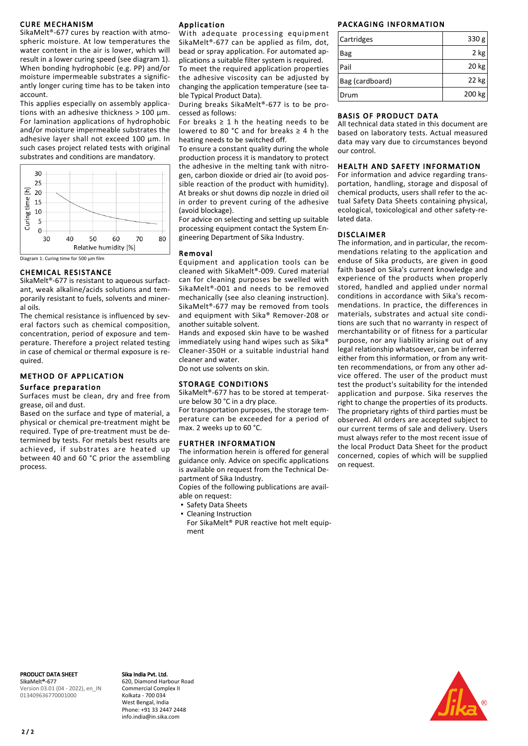## CURE MECHANISM

SikaMelt®-677 cures by reaction with atmospheric moisture. At low temperatures the water content in the air is lower, which will result in a lower curing speed (see diagram 1). When bonding hydrophobic (e.g. PP) and/or moisture impermeable substrates a significantly longer curing time has to be taken into account.

This applies especially on assembly applications with an adhesive thickness > 100 µm. For lamination applications of hydrophobic and/or moisture impermeable substrates the adhesive layer shall not exceed 100 µm. In such cases project related tests with original substrates and conditions are mandatory.

Curing time [h]
30
25
20
15
10
5
0
30 40 50 60 70 80
Relative humidity [%]

Diagram 1: Curing time for 500 µm film

## CHEMICAL RESISTANCE

SikaMelt®-677 is resistant to aqueous surfactant, weak alkaline/acids solutions and temporarily resistant to fuels, solvents and mineral oils.

The chemical resistance is influenced by several factors such as chemical composition, concentration, period of exposure and temperature. Therefore a project related testing in case of chemical or thermal exposure is required.

## METHOD OF APPLICATION

### Surface preparation

Surfaces must be clean, dry and free from grease, oil and dust.

Based on the surface and type of material, a physical or chemical pre-treatment might be required. Type of pre-treatment must be determined by tests. For metals best results are achieved, if substrates are heated up between 40 and 60 °C prior the assembling process.

### Application

With adequate processing equipment SikaMelt®-677 can be applied as film, dot, bead or spray application. For automated applications a suitable filter system is required.

To meet the required application properties the adhesive viscosity can be adjusted by changing the application temperature (see table Typical Product Data).

During breaks SikaMelt®-677 is to be processed as follows:

For breaks ≥ 1 h the heating needs to be lowered to 80 °C and for breaks ≥ 4 h the heating needs to be switched off.

To ensure a constant quality during the whole production process it is mandatory to protect the adhesive in the melting tank with nitrogen, carbon dioxide or dried air (to avoid possible reaction of the product with humidity). At breaks or shut downs dip nozzle in dried oil in order to prevent curing of the adhesive (avoid blockage).

For advice on selecting and setting up suitable processing equipment contact the System Engineering Department of Sika Industry.

### Removal

Equipment and application tools can be cleaned with SikaMelt®-009. Cured material can for cleaning purposes be swelled with SikaMelt®-001 and needs to be removed mechanically (see also cleaning instruction). SikaMelt®-677 may be removed from tools and equipment with Sika® Remover-208 or another suitable solvent.

Hands and exposed skin have to be washed immediately using hand wipes such as Sika® Cleaner-350H or a suitable industrial hand cleaner and water.

Do not use solvents on skin.

## STORAGE CONDITIONS

SikaMelt®-677 has to be stored at temperature below 30 °C in a dry place.

For transportation purposes, the storage temperature can be exceeded for a period of max. 2 weeks up to 60 °C.

## FURTHER INFORMATION

The information herein is offered for general guidance only. Advice on specific applications is available on request from the Technical Department of Sika Industry.

Copies of the following publications are available on request:

- Safety Data Sheets
- Cleaning Instruction
  For SikaMelt® PUR reactive hot melt equipment

## PACKAGING INFORMATION

| | |
|---|---|
| Cartridges | 330 g |
| Bag | 2 kg |
| Pail | 20 kg |
| Bag (cardboard) | 22 kg |
| Drum | 200 kg |

## BASIS OF PRODUCT DATA

All technical data stated in this document are based on laboratory tests. Actual measured data may vary due to circumstances beyond our control.

## HEALTH AND SAFETY INFORMATION

For information and advice regarding transportation, handling, storage and disposal of chemical products, users shall refer to the actual Safety Data Sheets containing physical, ecological, toxicological and other safety-related data.

## DISCLAIMER

The information, and in particular, the recommendations relating to the application and enduse of Sika products, are given in good faith based on Sika's current knowledge and experience of the products when properly stored, handled and applied under normal conditions in accordance with Sika's recommendations. In practice, the differences in materials, substrates and actual site conditions are such that no warranty in respect of merchantability or of fitness for a particular purpose, nor any liability arising out of any legal relationship whatsoever, can be inferred either from this information, or from any written recommendations, or from any other advice offered. The user of the product must test the product's suitability for the intended application and purpose. Sika reserves the right to change the properties of its products. The proprietary rights of third parties must be observed. All orders are accepted subject to our current terms of sale and delivery. Users must always refer to the most recent issue of the local Product Data Sheet for the product concerned, copies of which will be supplied on request.

**PRODUCT DATA SHEET**
**SikaMelt®-677**
Version 03.01 (04 - 2022), en_IN
013409636770001000

**Sika India Pvt. Ltd.**
620, Diamond Harbour Road
Commercial Complex II
Kolkata - 700 034
West Bengal, India
Phone: +91 33 2447 2448
info.india@in.sika.com